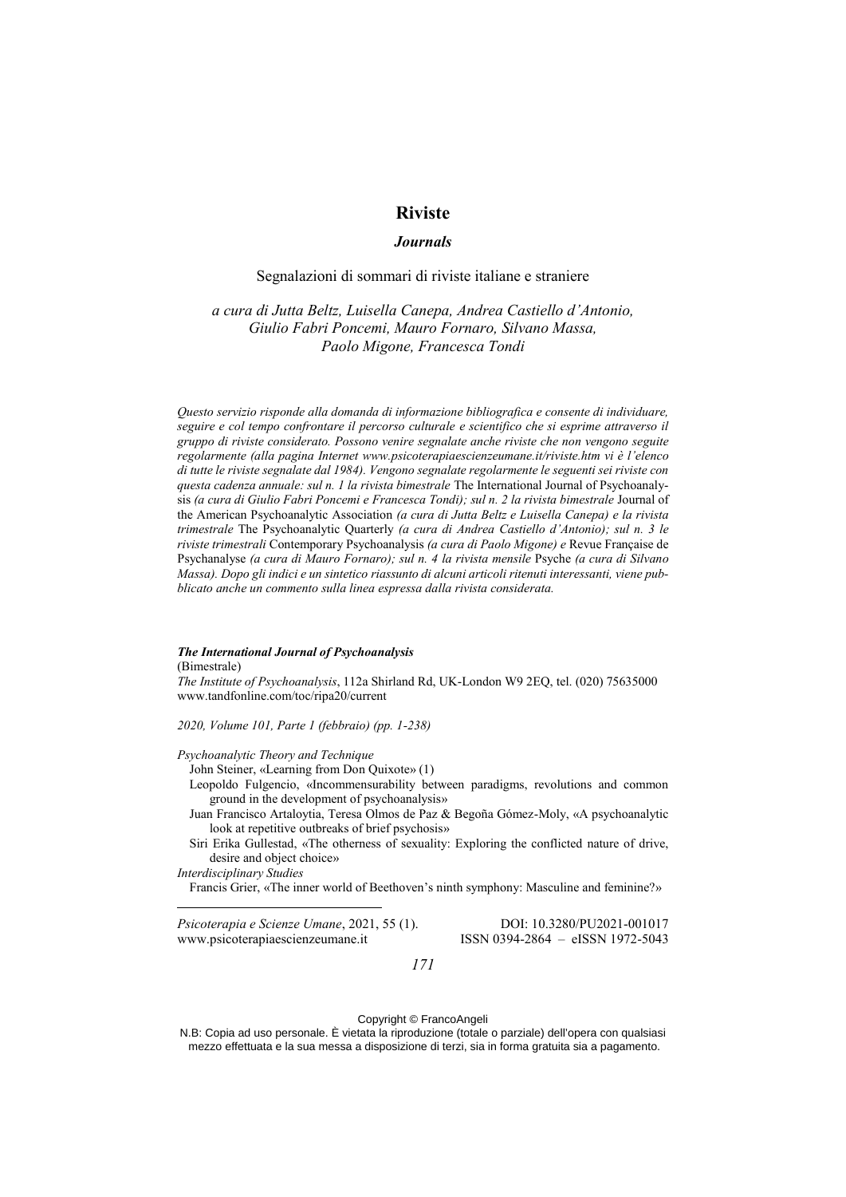# Riviste

## *Journals*

Segnalazioni di sommari di riviste italiane e straniere

*a cura di Jutta Beltz, Luisella Canepa, Andrea Castiello d'Antonio, Giulio Fabri Poncemi, Mauro Fornaro, Silvano Massa, Paolo Migone, Francesca Tondi*

*Questo servizio risponde alla domanda di informazione bibliografica e consente di individuare, seguire e col tempo confrontare il percorso culturale e scientifico che si esprime attraverso il gruppo di riviste considerato. Possono venire segnalate anche riviste che non vengono seguite regolarmente (alla pagina Internet www.psicoterapiaescienzeumane.it/riviste.htm vi è l'elenco di tutte le riviste segnalate dal 1984). Vengono segnalate regolarmente le seguenti sei riviste con questa cadenza annuale: sul n. 1 la rivista bimestrale* The International Journal of Psychoanalysis *(a cura di Giulio Fabri Poncemi e Francesca Tondi); sul n. 2 la rivista bimestrale* Journal of the American Psychoanalytic Association *(a cura di Jutta Beltz e Luisella Canepa) e la rivista trimestrale* The Psychoanalytic Quarterly *(a cura di Andrea Castiello d'Antonio); sul n. 3 le riviste trimestrali* Contemporary Psychoanalysis *(a cura di Paolo Migone) e* Revue Française de Psychanalyse *(a cura di Mauro Fornaro); sul n. 4 la rivista mensile* Psyche *(a cura di Silvano Massa). Dopo gli indici e un sintetico riassunto di alcuni articoli ritenuti interessanti, viene pubblicato anche un commento sulla linea espressa dalla rivista considerata.*

***The International Journal of Psychoanalysis***
(Bimestrale)
*The Institute of Psychoanalysis*, 112a Shirland Rd, UK-London W9 2EQ, tel. (020) 75635000
www.tandfonline.com/toc/ripa20/current

*2020, Volume 101, Parte 1 (febbraio) (pp. 1-238)*

*Psychoanalytic Theory and Technique*
- John Steiner, «Learning from Don Quixote» (1)
- Leopoldo Fulgencio, «Incommensurability between paradigms, revolutions and common ground in the development of psychoanalysis»
- Juan Francisco Artaloytia, Teresa Olmos de Paz & Begoña Gómez-Moly, «A psychoanalytic look at repetitive outbreaks of brief psychosis»
- Siri Erika Gullestad, «The otherness of sexuality: Exploring the conflicted nature of drive, desire and object choice»

*Interdisciplinary Studies*
- Francis Grier, «The inner world of Beethoven's ninth symphony: Masculine and feminine?»

*Psicoterapia e Scienze Umane*, 2021, 55 (1). DOI: 10.3280/PU2021-001017
www.psicoterapiaescienzeumane.it ISSN 0394-2864 – eISSN 1972-5043

Copyright © FrancoAngeli
N.B: Copia ad uso personale. È vietata la riproduzione (totale o parziale) dell'opera con qualsiasi mezzo effettuata e la sua messa a disposizione di terzi, sia in forma gratuita sia a pagamento.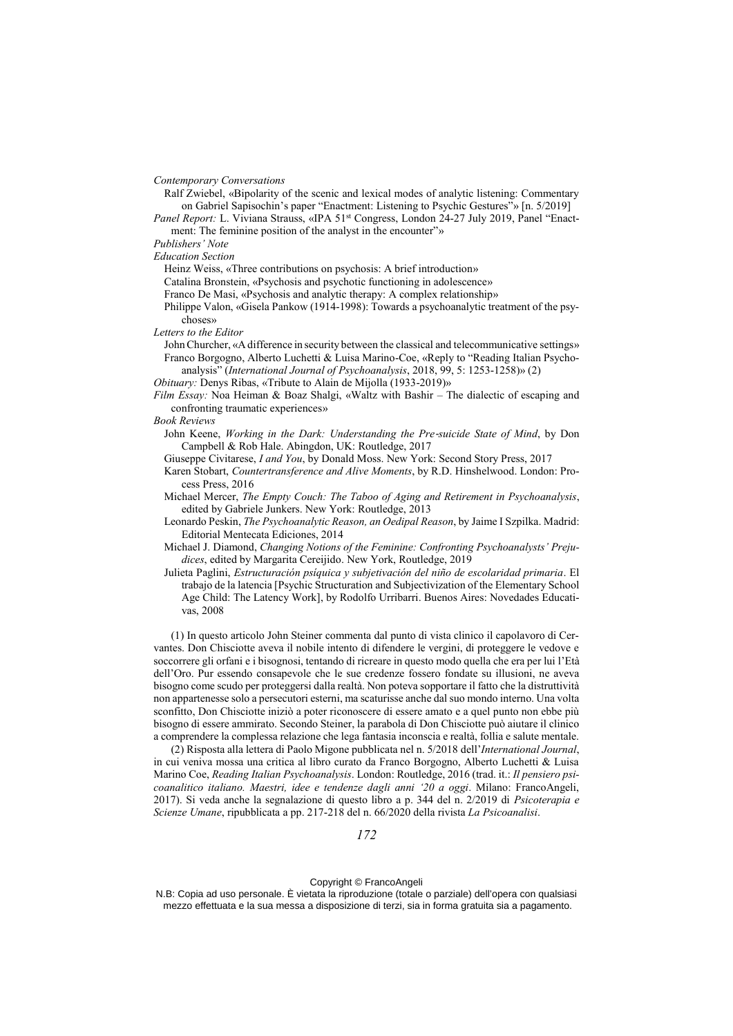*Contemporary Conversations*

Ralf Zwiebel, «Bipolarity of the scenic and lexical modes of analytic listening: Commentary on Gabriel Sapisochin's paper "Enactment: Listening to Psychic Gestures"» [n. 5/2019]

*Panel Report:* L. Viviana Strauss, «IPA 51st Congress, London 24-27 July 2019, Panel "Enactment: The feminine position of the analyst in the encounter"»

*Publishers' Note*

*Education Section*

Heinz Weiss, «Three contributions on psychosis: A brief introduction»

Catalina Bronstein, «Psychosis and psychotic functioning in adolescence»

Franco De Masi, «Psychosis and analytic therapy: A complex relationship»

Philippe Valon, «Gisela Pankow (1914-1998): Towards a psychoanalytic treatment of the psychoses»

*Letters to the Editor*

John Churcher, «A difference in security between the classical and telecommunicative settings»

Franco Borgogno, Alberto Luchetti & Luisa Marino-Coe, «Reply to "Reading Italian Psychoanalysis" (*International Journal of Psychoanalysis*, 2018, 99, 5: 1253-1258)» (2)

*Obituary:* Denys Ribas, «Tribute to Alain de Mijolla (1933-2019)»

*Film Essay:* Noa Heiman & Boaz Shalgi, «Waltz with Bashir – The dialectic of escaping and confronting traumatic experiences»

*Book Reviews*

John Keene, *Working in the Dark: Understanding the Pre-suicide State of Mind*, by Don Campbell & Rob Hale. Abingdon, UK: Routledge, 2017

Giuseppe Civitarese, *I and You*, by Donald Moss. New York: Second Story Press, 2017

Karen Stobart, *Countertransference and Alive Moments*, by R.D. Hinshelwood. London: Process Press, 2016

Michael Mercer, *The Empty Couch: The Taboo of Aging and Retirement in Psychoanalysis*, edited by Gabriele Junkers. New York: Routledge, 2013

Leonardo Peskin, *The Psychoanalytic Reason, an Oedipal Reason*, by Jaime I Szpilka. Madrid: Editorial Mentecata Ediciones, 2014

Michael J. Diamond, *Changing Notions of the Feminine: Confronting Psychoanalysts' Prejudices*, edited by Margarita Cereijido. New York, Routledge, 2019

Julieta Paglini, *Estructuración psíquica y subjetivación del niño de escolaridad primaria*. El trabajo de la latencia [Psychic Structuration and Subjectivization of the Elementary School Age Child: The Latency Work], by Rodolfo Urribarri. Buenos Aires: Novedades Educativas, 2008

(1) In questo articolo John Steiner commenta dal punto di vista clinico il capolavoro di Cervantes. Don Chisciotte aveva il nobile intento di difendere le vergini, di proteggere le vedove e soccorrere gli orfani e i bisognosi, tentando di ricreare in questo modo quella che era per lui l'Età dell'Oro. Pur essendo consapevole che le sue credenze fossero fondate su illusioni, ne aveva bisogno come scudo per proteggersi dalla realtà. Non poteva sopportare il fatto che la distruttività non appartenesse solo a persecutori esterni, ma scaturisse anche dal suo mondo interno. Una volta sconfitto, Don Chisciotte iniziò a poter riconoscere di essere amato e a quel punto non ebbe più bisogno di essere ammirato. Secondo Steiner, la parabola di Don Chisciotte può aiutare il clinico a comprendere la complessa relazione che lega fantasia inconscia e realtà, follia e salute mentale.

(2) Risposta alla lettera di Paolo Migone pubblicata nel n. 5/2018 dell'*International Journal*, in cui veniva mossa una critica al libro curato da Franco Borgogno, Alberto Luchetti & Luisa Marino Coe, *Reading Italian Psychoanalysis*. London: Routledge, 2016 (trad. it.: *Il pensiero psicoanalitico italiano. Maestri, idee e tendenze dagli anni '20 a oggi*. Milano: FrancoAngeli, 2017). Si veda anche la segnalazione di questo libro a p. 344 del n. 2/2019 di *Psicoterapia e Scienze Umane*, ripubblicata a pp. 217-218 del n. 66/2020 della rivista *La Psicoanalisi*.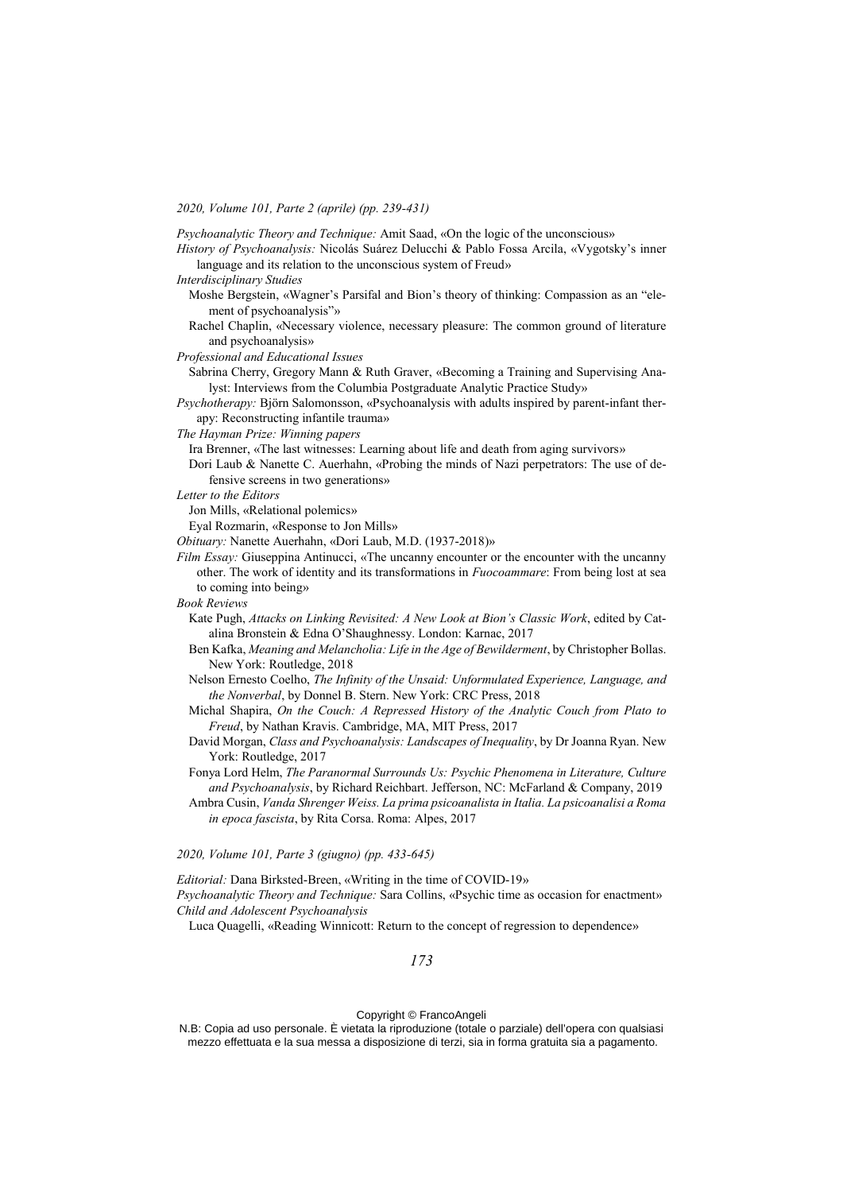*2020, Volume 101, Parte 2 (aprile) (pp. 239-431)*

*Psychoanalytic Theory and Technique:* Amit Saad, «On the logic of the unconscious»

*History of Psychoanalysis:* Nicolás Suárez Delucchi & Pablo Fossa Arcila, «Vygotsky's inner language and its relation to the unconscious system of Freud»

*Interdisciplinary Studies*

Moshe Bergstein, «Wagner's Parsifal and Bion's theory of thinking: Compassion as an "element of psychoanalysis"»

Rachel Chaplin, «Necessary violence, necessary pleasure: The common ground of literature and psychoanalysis»

*Professional and Educational Issues*

Sabrina Cherry, Gregory Mann & Ruth Graver, «Becoming a Training and Supervising Analyst: Interviews from the Columbia Postgraduate Analytic Practice Study»

*Psychotherapy:* Björn Salomonsson, «Psychoanalysis with adults inspired by parent-infant therapy: Reconstructing infantile trauma»

*The Hayman Prize: Winning papers*

Ira Brenner, «The last witnesses: Learning about life and death from aging survivors»

Dori Laub & Nanette C. Auerhahn, «Probing the minds of Nazi perpetrators: The use of defensive screens in two generations»

*Letter to the Editors*

Jon Mills, «Relational polemics»

Eyal Rozmarin, «Response to Jon Mills»

*Obituary:* Nanette Auerhahn, «Dori Laub, M.D. (1937-2018)»

*Film Essay:* Giuseppina Antinucci, «The uncanny encounter or the encounter with the uncanny other. The work of identity and its transformations in *Fuocoammare*: From being lost at sea to coming into being»

*Book Reviews*

Kate Pugh, *Attacks on Linking Revisited: A New Look at Bion's Classic Work*, edited by Catalina Bronstein & Edna O'Shaughnessy. London: Karnac, 2017

Ben Kafka, *Meaning and Melancholia: Life in the Age of Bewilderment*, by Christopher Bollas. New York: Routledge, 2018

Nelson Ernesto Coelho, *The Infinity of the Unsaid: Unformulated Experience, Language, and the Nonverbal*, by Donnel B. Stern. New York: CRC Press, 2018

Michal Shapira, *On the Couch: A Repressed History of the Analytic Couch from Plato to Freud*, by Nathan Kravis. Cambridge, MA, MIT Press, 2017

David Morgan, *Class and Psychoanalysis: Landscapes of Inequality*, by Dr Joanna Ryan. New York: Routledge, 2017

Fonya Lord Helm, *The Paranormal Surrounds Us: Psychic Phenomena in Literature, Culture and Psychoanalysis*, by Richard Reichbart. Jefferson, NC: McFarland & Company, 2019

Ambra Cusin, *Vanda Shrenger Weiss. La prima psicoanalista in Italia. La psicoanalisi a Roma in epoca fascista*, by Rita Corsa. Roma: Alpes, 2017

*2020, Volume 101, Parte 3 (giugno) (pp. 433-645)*

*Editorial:* Dana Birksted-Breen, «Writing in the time of COVID-19»

*Psychoanalytic Theory and Technique:* Sara Collins, «Psychic time as occasion for enactment»

*Child and Adolescent Psychoanalysis*

Luca Quagelli, «Reading Winnicott: Return to the concept of regression to dependence»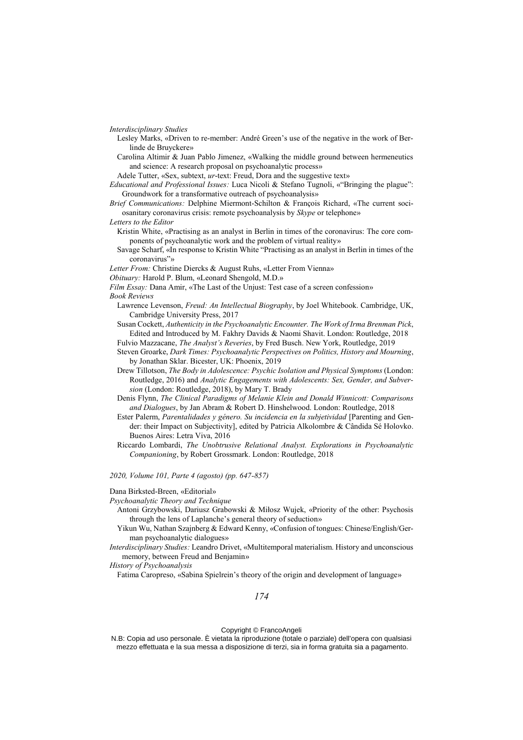*Interdisciplinary Studies*

Lesley Marks, «Driven to re-member: André Green's use of the negative in the work of Berlinde de Bruyckere»

Carolina Altimir & Juan Pablo Jimenez, «Walking the middle ground between hermeneutics and science: A research proposal on psychoanalytic process»

Adele Tutter, «Sex, subtext, *ur*-text: Freud, Dora and the suggestive text»

*Educational and Professional Issues:* Luca Nicoli & Stefano Tugnoli, «"Bringing the plague": Groundwork for a transformative outreach of psychoanalysis»

*Brief Communications:* Delphine Miermont-Schilton & François Richard, «The current sociosanitary coronavirus crisis: remote psychoanalysis by *Skype* or telephone»

*Letters to the Editor*

Kristin White, «Practising as an analyst in Berlin in times of the coronavirus: The core components of psychoanalytic work and the problem of virtual reality»

Savage Scharf, «In response to Kristin White "Practising as an analyst in Berlin in times of the coronavirus"»

*Letter From:* Christine Diercks & August Ruhs, «Letter From Vienna»

*Obituary:* Harold P. Blum, «Leonard Shengold, M.D.»

*Film Essay:* Dana Amir, «The Last of the Unjust: Test case of a screen confession»

*Book Reviews*

Lawrence Levenson, *Freud: An Intellectual Biography*, by Joel Whitebook. Cambridge, UK, Cambridge University Press, 2017

Susan Cockett, *Authenticity in the Psychoanalytic Encounter. The Work of Irma Brenman Pick*, Edited and Introduced by M. Fakhry Davids & Naomi Shavit. London: Routledge, 2018

Fulvio Mazzacane, *The Analyst's Reveries*, by Fred Busch. New York, Routledge, 2019

Steven Groarke, *Dark Times: Psychoanalytic Perspectives on Politics, History and Mourning*, by Jonathan Sklar. Bicester, UK: Phoenix, 2019

Drew Tillotson, *The Body in Adolescence: Psychic Isolation and Physical Symptoms* (London: Routledge, 2016) and *Analytic Engagements with Adolescents: Sex, Gender, and Subversion* (London: Routledge, 2018), by Mary T. Brady

Denis Flynn, *The Clinical Paradigms of Melanie Klein and Donald Winnicott: Comparisons and Dialogues*, by Jan Abram & Robert D. Hinshelwood. London: Routledge, 2018

Ester Palerm, *Parentalidades y género. Su incidencia en la subjetividad* [Parenting and Gender: their Impact on Subjectivity], edited by Patricia Alkolombre & Cândida Sé Holovko. Buenos Aires: Letra Viva, 2016

Riccardo Lombardi, *The Unobtrusive Relational Analyst. Explorations in Psychoanalytic Companioning*, by Robert Grossmark. London: Routledge, 2018

*2020, Volume 101, Parte 4 (agosto) (pp. 647-857)*

Dana Birksted-Breen, «Editorial»

*Psychoanalytic Theory and Technique*

Antoni Grzybowski, Dariusz Grabowski & Miłosz Wujek, «Priority of the other: Psychosis through the lens of Laplanche's general theory of seduction»

Yikun Wu, Nathan Szajnberg & Edward Kenny, «Confusion of tongues: Chinese/English/German psychoanalytic dialogues»

*Interdisciplinary Studies:* Leandro Drivet, «Multitemporal materialism. History and unconscious memory, between Freud and Benjamin»

*History of Psychoanalysis*

Fatima Caropreso, «Sabina Spielrein's theory of the origin and development of language»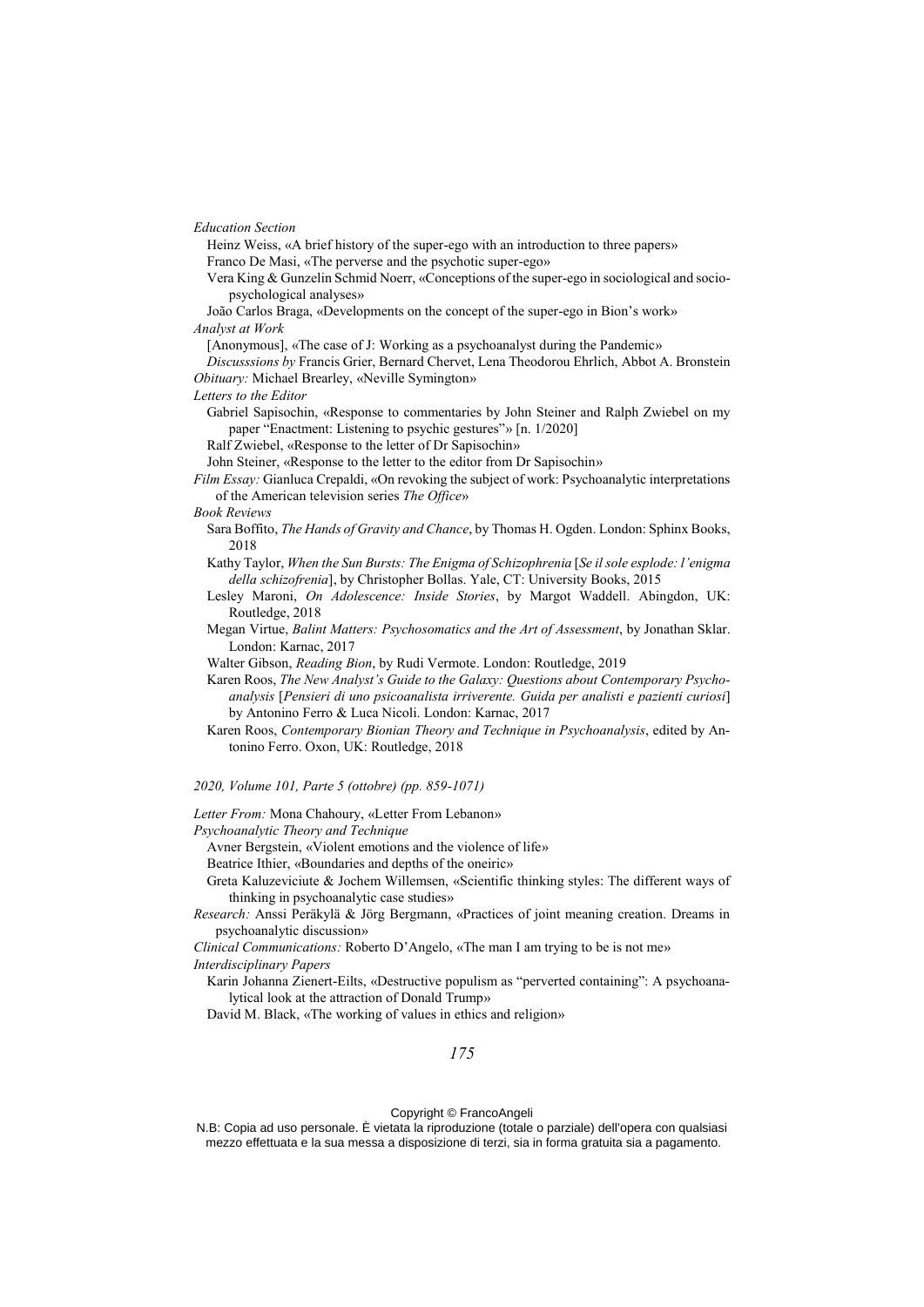*Education Section*

Heinz Weiss, «A brief history of the super-ego with an introduction to three papers»

Franco De Masi, «The perverse and the psychotic super-ego»

Vera King & Gunzelin Schmid Noerr, «Conceptions of the super-ego in sociological and socio-psychological analyses»

João Carlos Braga, «Developments on the concept of the super-ego in Bion's work»

*Analyst at Work*

[Anonymous], «The case of J: Working as a psychoanalyst during the Pandemic»

*Discusssions by* Francis Grier, Bernard Chervet, Lena Theodorou Ehrlich, Abbot A. Bronstein

*Obituary:* Michael Brearley, «Neville Symington»

*Letters to the Editor*

Gabriel Sapisochin, «Response to commentaries by John Steiner and Ralph Zwiebel on my paper "Enactment: Listening to psychic gestures"» [n. 1/2020]

Ralf Zwiebel, «Response to the letter of Dr Sapisochin»

John Steiner, «Response to the letter to the editor from Dr Sapisochin»

*Film Essay:* Gianluca Crepaldi, «On revoking the subject of work: Psychoanalytic interpretations of the American television series *The Office*»

*Book Reviews*

Sara Boffito, *The Hands of Gravity and Chance*, by Thomas H. Ogden. London: Sphinx Books, 2018

Kathy Taylor, *When the Sun Bursts: The Enigma of Schizophrenia* [*Se il sole esplode: l'enigma della schizofrenia*], by Christopher Bollas. Yale, CT: University Books, 2015

Lesley Maroni, *On Adolescence: Inside Stories*, by Margot Waddell. Abingdon, UK: Routledge, 2018

Megan Virtue, *Balint Matters: Psychosomatics and the Art of Assessment*, by Jonathan Sklar. London: Karnac, 2017

Walter Gibson, *Reading Bion*, by Rudi Vermote. London: Routledge, 2019

Karen Roos, *The New Analyst's Guide to the Galaxy: Questions about Contemporary Psychoanalysis* [*Pensieri di uno psicoanalista irriverente. Guida per analisti e pazienti curiosi*] by Antonino Ferro & Luca Nicoli. London: Karnac, 2017

Karen Roos, *Contemporary Bionian Theory and Technique in Psychoanalysis*, edited by Antonino Ferro. Oxon, UK: Routledge, 2018

*2020, Volume 101, Parte 5 (ottobre) (pp. 859-1071)*

*Letter From:* Mona Chahoury, «Letter From Lebanon»

*Psychoanalytic Theory and Technique*

Avner Bergstein, «Violent emotions and the violence of life»

Beatrice Ithier, «Boundaries and depths of the oneiric»

Greta Kaluzeviciute & Jochem Willemsen, «Scientific thinking styles: The different ways of thinking in psychoanalytic case studies»

*Research:* Anssi Peräkylä & Jörg Bergmann, «Practices of joint meaning creation. Dreams in psychoanalytic discussion»

*Clinical Communications:* Roberto D'Angelo, «The man I am trying to be is not me»

*Interdisciplinary Papers*

Karin Johanna Zienert-Eilts, «Destructive populism as "perverted containing": A psychoanalytical look at the attraction of Donald Trump»

David M. Black, «The working of values in ethics and religion»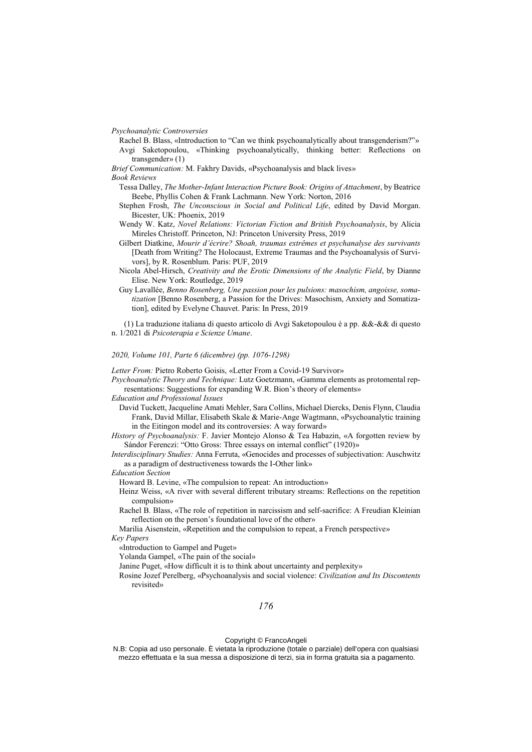*Psychoanalytic Controversies*

Rachel B. Blass, «Introduction to "Can we think psychoanalytically about transgenderism?"»

Avgi Saketopoulou, «Thinking psychoanalytically, thinking better: Reflections on transgender» (1)

*Brief Communication:* M. Fakhry Davids, «Psychoanalysis and black lives»

*Book Reviews*

Tessa Dalley, *The Mother-Infant Interaction Picture Book: Origins of Attachment*, by Beatrice Beebe, Phyllis Cohen & Frank Lachmann. New York: Norton, 2016

Stephen Frosh, *The Unconscious in Social and Political Life*, edited by David Morgan. Bicester, UK: Phoenix, 2019

Wendy W. Katz, *Novel Relations: Victorian Fiction and British Psychoanalysis*, by Alicia Mireles Christoff. Princeton, NJ: Princeton University Press, 2019

Gilbert Diatkine, *Mourir d'écrire? Shoah, traumas extrêmes et psychanalyse des survivants* [Death from Writing? The Holocaust, Extreme Traumas and the Psychoanalysis of Survivors], by R. Rosenblum. Paris: PUF, 2019

Nicola Abel-Hirsch, *Creativity and the Erotic Dimensions of the Analytic Field*, by Dianne Elise. New York: Routledge, 2019

Guy Lavallée, *Benno Rosenberg, Une passion pour les pulsions: masochism, angoisse, somatization* [Benno Rosenberg, a Passion for the Drives: Masochism, Anxiety and Somatization], edited by Evelyne Chauvet. Paris: In Press, 2019

(1) La traduzione italiana di questo articolo di Avgi Saketopoulou è a pp. &&-&& di questo n. 1/2021 di *Psicoterapia e Scienze Umane*.

*2020, Volume 101, Parte 6 (dicembre) (pp. 1076-1298)*

*Letter From:* Pietro Roberto Goisis, «Letter From a Covid-19 Survivor»

*Psychoanalytic Theory and Technique:* Lutz Goetzmann, «Gamma elements as protomental representations: Suggestions for expanding W.R. Bion's theory of elements»

*Education and Professional Issues*

David Tuckett, Jacqueline Amati Mehler, Sara Collins, Michael Diercks, Denis Flynn, Claudia Frank, David Millar, Elisabeth Skale & Marie-Ange Wagtmann, «Psychoanalytic training in the Eitingon model and its controversies: A way forward»

*History of Psychoanalysis:* F. Javier Montejo Alonso & Tea Habazin, «A forgotten review by Sándor Ferenczi: "Otto Gross: Three essays on internal conflict" (1920)»

*Interdisciplinary Studies:* Anna Ferruta, «Genocides and processes of subjectivation: Auschwitz as a paradigm of destructiveness towards the I-Other link»

*Education Section*

Howard B. Levine, «The compulsion to repeat: An introduction»

Heinz Weiss, «A river with several different tributary streams: Reflections on the repetition compulsion»

Rachel B. Blass, «The role of repetition in narcissism and self-sacrifice: A Freudian Kleinian reflection on the person's foundational love of the other»

Marilia Aisenstein, «Repetition and the compulsion to repeat, a French perspective»

*Key Papers*

«Introduction to Gampel and Puget»

Yolanda Gampel, «The pain of the social»

Janine Puget, «How difficult it is to think about uncertainty and perplexity»

Rosine Jozef Perelberg, «Psychoanalysis and social violence: *Civilization and Its Discontents* revisited»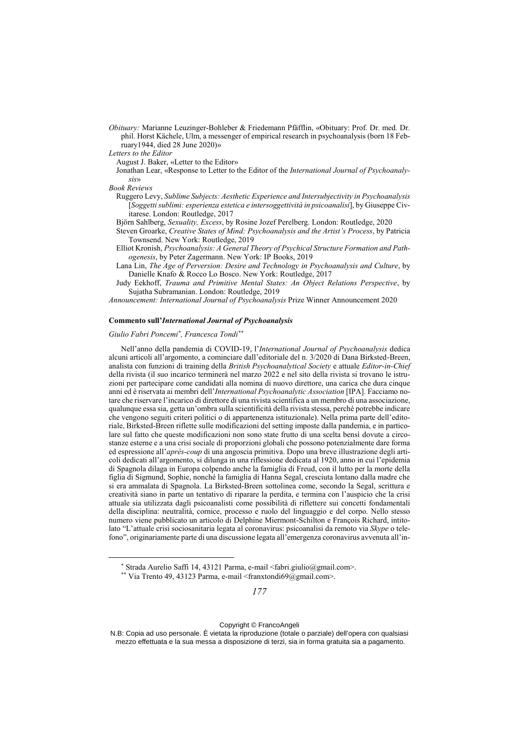*Obituary:* Marianne Leuzinger-Bohleber & Friedemann Pfäfflin, «Obituary: Prof. Dr. med. Dr. phil. Horst Kächele, Ulm, a messenger of empirical research in psychoanalysis (born 18 February1944, died 28 June 2020)»

*Letters to the Editor*

August J. Baker, «Letter to the Editor»

Jonathan Lear, «Response to Letter to the Editor of the *International Journal of Psychoanalysis*»

*Book Reviews*

Ruggero Levy, *Sublime Subjects: Aesthetic Experience and Intersubjectivity in Psychoanalysis* [*Soggetti sublimi: esperienza estetica e intersoggettività in psicoanalisi*], by Giuseppe Civitarese. London: Routledge, 2017

Björn Sahlberg, *Sexuality, Excess*, by Rosine Jozef Perelberg. London: Routledge, 2020

Steven Groarke, *Creative States of Mind: Psychoanalysis and the Artist's Process*, by Patricia Townsend. New York: Routledge, 2019

Elliot Kronish, *Psychoanalysis: A General Theory of Psychical Structure Formation and Pathogenesis*, by Peter Zagermann. New York: IP Books, 2019

Lana Lin, *The Age of Perversion: Desire and Technology in Psychoanalysis and Culture*, by Danielle Knafo & Rocco Lo Bosco. New York: Routledge, 2017

Judy Eekhoff, *Trauma and Primitive Mental States: An Object Relations Perspective*, by Sujatha Subramanian. London: Routledge, 2019

*Announcement: International Journal of Psychoanalysis* Prize Winner Announcement 2020

**Commento sull'*International Journal of Psychoanalysis***

*Giulio Fabri Poncemi*[*], *Francesca Tondi*[**]

Nell'anno della pandemia di COVID-19, l'*International Journal of Psychoanalysis* dedica alcuni articoli all'argomento, a cominciare dall'editoriale del n. 3/2020 di Dana Birksted-Breen, analista con funzioni di training della *British Psychoanalytical Society* e attuale *Editor-in-Chief* della rivista (il suo incarico terminerà nel marzo 2022 e nel sito della rivista si trovano le istruzioni per partecipare come candidati alla nomina di nuovo direttore, una carica che dura cinque anni ed è riservata ai membri dell'*International Psychoanalytic Association* [IPA]. Facciamo notare che riservare l'incarico di direttore di una rivista scientifica a un membro di una associazione, qualunque essa sia, getta un'ombra sulla scientificità della rivista stessa, perché potrebbe indicare che vengono seguiti criteri politici o di appartenenza istituzionale). Nella prima parte dell'editoriale, Birksted-Breen riflette sulle modificazioni del setting imposte dalla pandemia, e in particolare sul fatto che queste modificazioni non sono state frutto di una scelta bensì dovute a circostanze esterne e a una crisi sociale di proporzioni globali che possono potenzialmente dare forma ed espressione all'*après-coup* di una angoscia primitiva. Dopo una breve illustrazione degli articoli dedicati all'argomento, si dilunga in una riflessione dedicata al 1920, anno in cui l'epidemia di Spagnola dilaga in Europa colpendo anche la famiglia di Freud, con il lutto per la morte della figlia di Sigmund, Sophie, nonché la famiglia di Hanna Segal, cresciuta lontano dalla madre che si era ammalata di Spagnola. La Birksted-Breen sottolinea come, secondo la Segal, scrittura e creatività siano in parte un tentativo di riparare la perdita, e termina con l'auspicio che la crisi attuale sia utilizzata dagli psicoanalisti come possibilità di riflettere sui concetti fondamentali della disciplina: neutralità, cornice, processo e ruolo del linguaggio e del corpo. Nello stesso numero viene pubblicato un articolo di Delphine Miermont-Schilton e François Richard, intitolato "L'attuale crisi sociosanitaria legata al coronavirus: psicoanalisi da remoto via *Skype* o telefono", originariamente parte di una discussione legata all'emergenza coronavirus avvenuta all'in-

[*] Strada Aurelio Saffi 14, 43121 Parma, e-mail <fabri.giulio@gmail.com>.

[**] Via Trento 49, 43123 Parma, e-mail <franxtondi69@gmail.com>.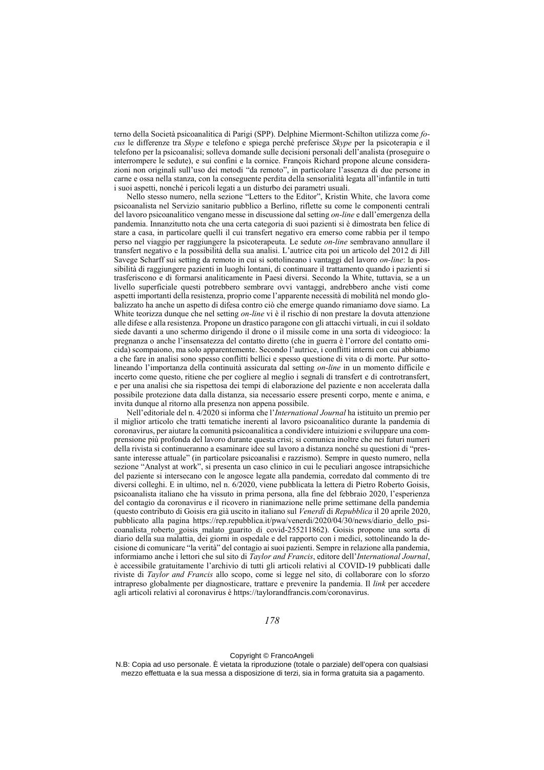terno della Società psicoanalitica di Parigi (SPP). Delphine Miermont-Schilton utilizza come *focus* le differenze tra *Skype* e telefono e spiega perché preferisce *Skype* per la psicoterapia e il telefono per la psicoanalisi; solleva domande sulle decisioni personali dell'analista (proseguire o interrompere le sedute), e sui confini e la cornice. François Richard propone alcune considerazioni non originali sull'uso dei metodi "da remoto", in particolare l'assenza di due persone in carne e ossa nella stanza, con la conseguente perdita della sensorialità legata all'infantile in tutti i suoi aspetti, nonché i pericoli legati a un disturbo dei parametri usuali.

Nello stesso numero, nella sezione "Letters to the Editor", Kristin White, che lavora come psicoanalista nel Servizio sanitario pubblico a Berlino, riflette su come le componenti centrali del lavoro psicoanalitico vengano messe in discussione dal setting *on-line* e dall'emergenza della pandemia. Innanzitutto nota che una certa categoria di suoi pazienti si è dimostrata ben felice di stare a casa, in particolare quelli il cui transfert negativo era emerso come rabbia per il tempo perso nel viaggio per raggiungere la psicoterapeuta. Le sedute *on-line* sembravano annullare il transfert negativo e la possibilità della sua analisi. L'autrice cita poi un articolo del 2012 di Jill Savege Scharff sui setting da remoto in cui si sottolineano i vantaggi del lavoro *on-line*: la possibilità di raggiungere pazienti in luoghi lontani, di continuare il trattamento quando i pazienti si trasferiscono e di formarsi analiticamente in Paesi diversi. Secondo la White, tuttavia, se a un livello superficiale questi potrebbero sembrare ovvi vantaggi, andrebbero anche visti come aspetti importanti della resistenza, proprio come l'apparente necessità di mobilità nel mondo globalizzato ha anche un aspetto di difesa contro ciò che emerge quando rimaniamo dove siamo. La White teorizza dunque che nel setting *on-line* vi è il rischio di non prestare la dovuta attenzione alle difese e alla resistenza. Propone un drastico paragone con gli attacchi virtuali, in cui il soldato siede davanti a uno schermo dirigendo il drone o il missile come in una sorta di videogioco: la pregnanza o anche l'insensatezza del contatto diretto (che in guerra è l'orrore del contatto omicida) scompaiono, ma solo apparentemente. Secondo l'autrice, i conflitti interni con cui abbiamo a che fare in analisi sono spesso conflitti bellici e spesso questione di vita o di morte. Pur sottolineando l'importanza della continuità assicurata dal setting *on-line* in un momento difficile e incerto come questo, ritiene che per cogliere al meglio i segnali di transfert e di controtransfert, e per una analisi che sia rispettosa dei tempi di elaborazione del paziente e non accelerata dalla possibile protezione data dalla distanza, sia necessario essere presenti corpo, mente e anima, e invita dunque al ritorno alla presenza non appena possibile.

Nell'editoriale del n. 4/2020 si informa che l'*International Journal* ha istituito un premio per il miglior articolo che tratti tematiche inerenti al lavoro psicoanalitico durante la pandemia di coronavirus, per aiutare la comunità psicoanalitica a condividere intuizioni e sviluppare una comprensione più profonda del lavoro durante questa crisi; si comunica inoltre che nei futuri numeri della rivista si continueranno a esaminare idee sul lavoro a distanza nonché su questioni di "pressante interesse attuale" (in particolare psicoanalisi e razzismo). Sempre in questo numero, nella sezione "Analyst at work", si presenta un caso clinico in cui le peculiari angosce intrapsichiche del paziente si intersecano con le angosce legate alla pandemia, corredato dal commento di tre diversi colleghi. E in ultimo, nel n. 6/2020, viene pubblicata la lettera di Pietro Roberto Goisis, psicoanalista italiano che ha vissuto in prima persona, alla fine del febbraio 2020, l'esperienza del contagio da coronavirus e il ricovero in rianimazione nelle prime settimane della pandemia (questo contributo di Goisis era già uscito in italiano sul *Venerdì* di *Repubblica* il 20 aprile 2020, pubblicato alla pagina https://rep.repubblica.it/pwa/venerdi/2020/04/30/news/diario_dello_psicoanalista_roberto_goisis_malato_guarito_di_covid-255211862). Goisis propone una sorta di diario della sua malattia, dei giorni in ospedale e del rapporto con i medici, sottolineando la decisione di comunicare "la verità" del contagio ai suoi pazienti. Sempre in relazione alla pandemia, informiamo anche i lettori che sul sito di *Taylor and Francis*, editore dell'*International Journal*, è accessibile gratuitamente l'archivio di tutti gli articoli relativi al COVID-19 pubblicati dalle riviste di *Taylor and Francis* allo scopo, come si legge nel sito, di collaborare con lo sforzo intrapreso globalmente per diagnosticare, trattare e prevenire la pandemia. Il *link* per accedere agli articoli relativi al coronavirus è https://taylorandfrancis.com/coronavirus.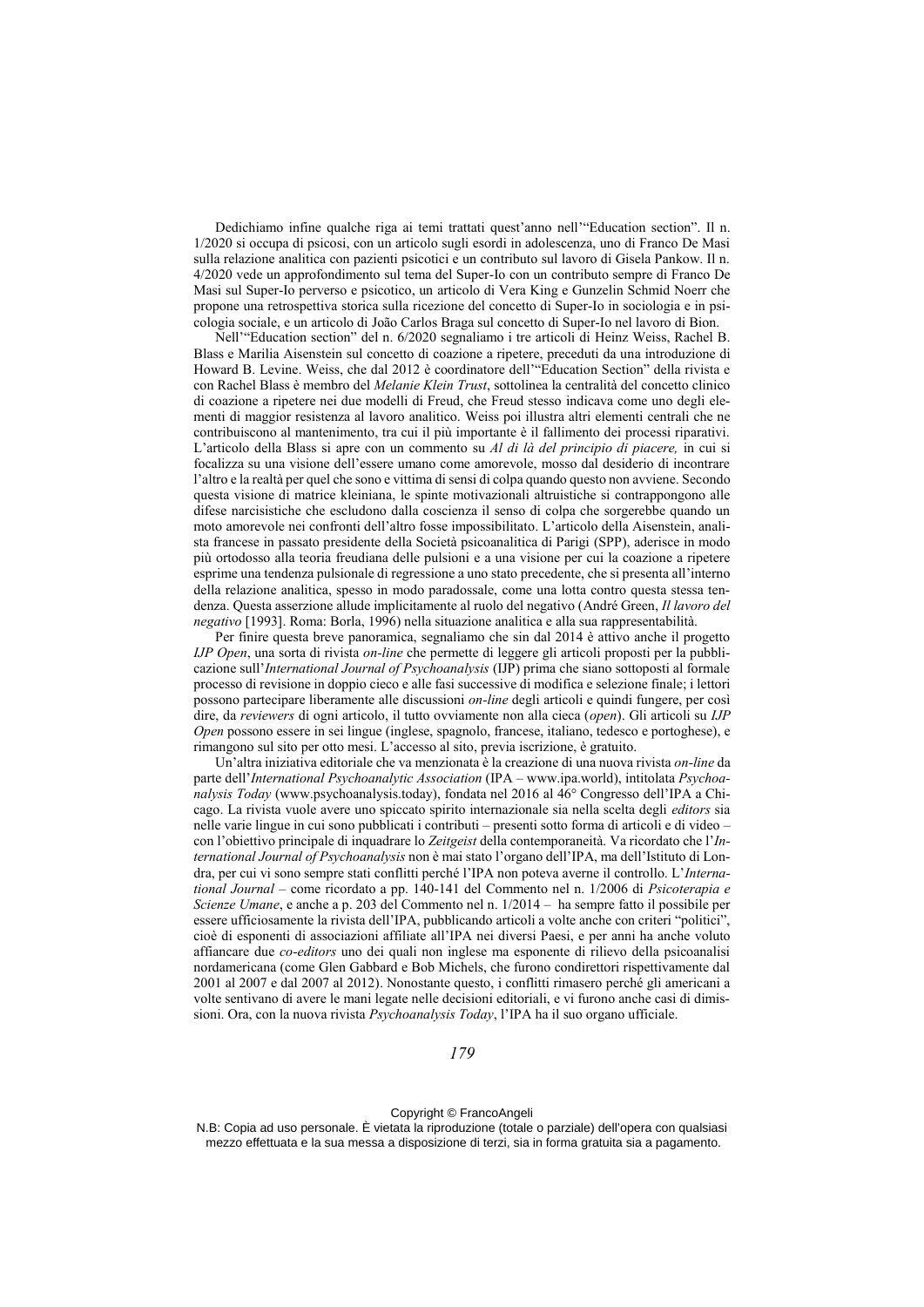Dedichiamo infine qualche riga ai temi trattati quest'anno nell'"Education section". Il n. 1/2020 si occupa di psicosi, con un articolo sugli esordi in adolescenza, uno di Franco De Masi sulla relazione analitica con pazienti psicotici e un contributo sul lavoro di Gisela Pankow. Il n. 4/2020 vede un approfondimento sul tema del Super-Io con un contributo sempre di Franco De Masi sul Super-Io perverso e psicotico, un articolo di Vera King e Gunzelin Schmid Noerr che propone una retrospettiva storica sulla ricezione del concetto di Super-Io in sociologia e in psicologia sociale, e un articolo di João Carlos Braga sul concetto di Super-Io nel lavoro di Bion.

Nell'"Education section" del n. 6/2020 segnaliamo i tre articoli di Heinz Weiss, Rachel B. Blass e Marilia Aisenstein sul concetto di coazione a ripetere, preceduti da una introduzione di Howard B. Levine. Weiss, che dal 2012 è coordinatore dell'"Education Section" della rivista e con Rachel Blass è membro del *Melanie Klein Trust*, sottolinea la centralità del concetto clinico di coazione a ripetere nei due modelli di Freud, che Freud stesso indicava come uno degli elementi di maggior resistenza al lavoro analitico. Weiss poi illustra altri elementi centrali che ne contribuiscono al mantenimento, tra cui il più importante è il fallimento dei processi riparativi. L'articolo della Blass si apre con un commento su *Al di là del principio di piacere,* in cui si focalizza su una visione dell'essere umano come amorevole, mosso dal desiderio di incontrare l'altro e la realtà per quel che sono e vittima di sensi di colpa quando questo non avviene. Secondo questa visione di matrice kleiniana, le spinte motivazionali altruistiche si contrappongono alle difese narcisistiche che escludono dalla coscienza il senso di colpa che sorgerebbe quando un moto amorevole nei confronti dell'altro fosse impossibilitato. L'articolo della Aisenstein, analista francese in passato presidente della Società psicoanalitica di Parigi (SPP), aderisce in modo più ortodosso alla teoria freudiana delle pulsioni e a una visione per cui la coazione a ripetere esprime una tendenza pulsionale di regressione a uno stato precedente, che si presenta all'interno della relazione analitica, spesso in modo paradossale, come una lotta contro questa stessa tendenza. Questa asserzione allude implicitamente al ruolo del negativo (André Green, *Il lavoro del negativo* [1993]. Roma: Borla, 1996) nella situazione analitica e alla sua rappresentabilità.

Per finire questa breve panoramica, segnaliamo che sin dal 2014 è attivo anche il progetto *IJP Open*, una sorta di rivista *on-line* che permette di leggere gli articoli proposti per la pubblicazione sull'*International Journal of Psychoanalysis* (IJP) prima che siano sottoposti al formale processo di revisione in doppio cieco e alle fasi successive di modifica e selezione finale; i lettori possono partecipare liberamente alle discussioni *on-line* degli articoli e quindi fungere, per così dire, da *reviewers* di ogni articolo, il tutto ovviamente non alla cieca (*open*). Gli articoli su *IJP Open* possono essere in sei lingue (inglese, spagnolo, francese, italiano, tedesco e portoghese), e rimangono sul sito per otto mesi. L'accesso al sito, previa iscrizione, è gratuito.

Un'altra iniziativa editoriale che va menzionata è la creazione di una nuova rivista *on-line* da parte dell'*International Psychoanalytic Association* (IPA – www.ipa.world), intitolata *Psychoanalysis Today* (www.psychoanalysis.today), fondata nel 2016 al 46° Congresso dell'IPA a Chicago. La rivista vuole avere uno spiccato spirito internazionale sia nella scelta degli *editors* sia nelle varie lingue in cui sono pubblicati i contributi – presenti sotto forma di articoli e di video – con l'obiettivo principale di inquadrare lo *Zeitgeist* della contemporaneità. Va ricordato che l'*International Journal of Psychoanalysis* non è mai stato l'organo dell'IPA, ma dell'Istituto di Londra, per cui vi sono sempre stati conflitti perché l'IPA non poteva averne il controllo. L'*International Journal* – come ricordato a pp. 140-141 del Commento nel n. 1/2006 di *Psicoterapia e Scienze Umane*, e anche a p. 203 del Commento nel n. 1/2014 – ha sempre fatto il possibile per essere ufficiosamente la rivista dell'IPA, pubblicando articoli a volte anche con criteri "politici", cioè di esponenti di associazioni affiliate all'IPA nei diversi Paesi, e per anni ha anche voluto affiancare due *co-editors* uno dei quali non inglese ma esponente di rilievo della psicoanalisi nordamericana (come Glen Gabbard e Bob Michels, che furono condirettori rispettivamente dal 2001 al 2007 e dal 2007 al 2012). Nonostante questo, i conflitti rimasero perché gli americani a volte sentivano di avere le mani legate nelle decisioni editoriali, e vi furono anche casi di dimissioni. Ora, con la nuova rivista *Psychoanalysis Today*, l'IPA ha il suo organo ufficiale.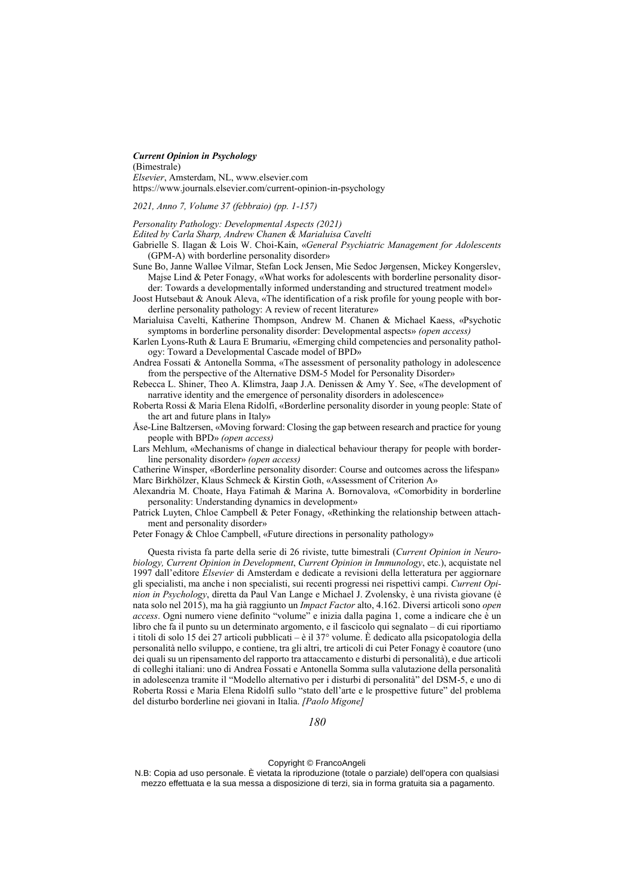***Current Opinion in Psychology***
(Bimestrale)
*Elsevier*, Amsterdam, NL, www.elsevier.com
https://www.journals.elsevier.com/current-opinion-in-psychology

*2021, Anno 7, Volume 37 (febbraio) (pp. 1-157)*

*Personality Pathology: Developmental Aspects (2021)*
*Edited by Carla Sharp, Andrew Chanen & Marialuisa Cavelti*

Gabrielle S. Ilagan & Lois W. Choi-Kain, «*General Psychiatric Management for Adolescents* (GPM-A) with borderline personality disorder»

Sune Bo, Janne Walløe Vilmar, Stefan Lock Jensen, Mie Sedoc Jørgensen, Mickey Kongerslev, Majse Lind & Peter Fonagy, «What works for adolescents with borderline personality disorder: Towards a developmentally informed understanding and structured treatment model»

Joost Hutsebaut & Anouk Aleva, «The identification of a risk profile for young people with borderline personality pathology: A review of recent literature»

Marialuisa Cavelti, Katherine Thompson, Andrew M. Chanen & Michael Kaess, «Psychotic symptoms in borderline personality disorder: Developmental aspects» *(open access)*

Karlen Lyons-Ruth & Laura E Brumariu, «Emerging child competencies and personality pathology: Toward a Developmental Cascade model of BPD»

Andrea Fossati & Antonella Somma, «The assessment of personality pathology in adolescence from the perspective of the Alternative DSM-5 Model for Personality Disorder»

Rebecca L. Shiner, Theo A. Klimstra, Jaap J.A. Denissen & Amy Y. See, «The development of narrative identity and the emergence of personality disorders in adolescence»

Roberta Rossi & Maria Elena Ridolfi, «Borderline personality disorder in young people: State of the art and future plans in Italy»

Åse-Line Baltzersen, «Moving forward: Closing the gap between research and practice for young people with BPD» *(open access)*

Lars Mehlum, «Mechanisms of change in dialectical behaviour therapy for people with borderline personality disorder» *(open access)*

Catherine Winsper, «Borderline personality disorder: Course and outcomes across the lifespan»

Marc Birkhölzer, Klaus Schmeck & Kirstin Goth, «Assessment of Criterion A»

Alexandria M. Choate, Haya Fatimah & Marina A. Bornovalova, «Comorbidity in borderline personality: Understanding dynamics in development»

Patrick Luyten, Chloe Campbell & Peter Fonagy, «Rethinking the relationship between attachment and personality disorder»

Peter Fonagy & Chloe Campbell, «Future directions in personality pathology»

Questa rivista fa parte della serie di 26 riviste, tutte bimestrali (*Current Opinion in Neurobiology, Current Opinion in Development*, *Current Opinion in Immunology*, etc.), acquistate nel 1997 dall'editore *Elsevier* di Amsterdam e dedicate a revisioni della letteratura per aggiornare gli specialisti, ma anche i non specialisti, sui recenti progressi nei rispettivi campi. *Current Opinion in Psychology*, diretta da Paul Van Lange e Michael J. Zvolensky, è una rivista giovane (è nata solo nel 2015), ma ha già raggiunto un *Impact Factor* alto, 4.162. Diversi articoli sono *open access*. Ogni numero viene definito "volume" e inizia dalla pagina 1, come a indicare che è un libro che fa il punto su un determinato argomento, e il fascicolo qui segnalato – di cui riportiamo i titoli di solo 15 dei 27 articoli pubblicati – è il 37° volume. È dedicato alla psicopatologia della personalità nello sviluppo, e contiene, tra gli altri, tre articoli di cui Peter Fonagy è coautore (uno dei quali su un ripensamento del rapporto tra attaccamento e disturbi di personalità), e due articoli di colleghi italiani: uno di Andrea Fossati e Antonella Somma sulla valutazione della personalità in adolescenza tramite il "Modello alternativo per i disturbi di personalità" del DSM-5, e uno di Roberta Rossi e Maria Elena Ridolfi sullo "stato dell'arte e le prospettive future" del problema del disturbo borderline nei giovani in Italia. *[Paolo Migone]*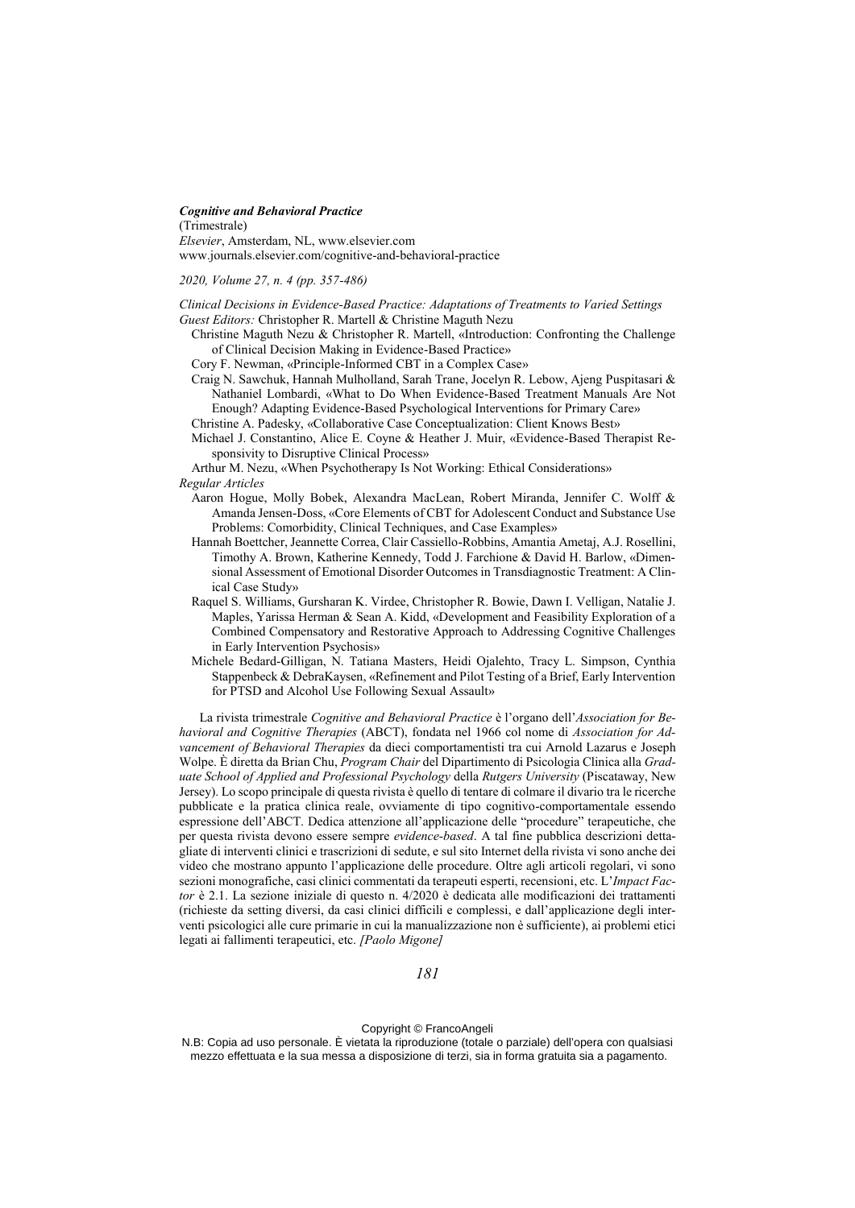***Cognitive and Behavioral Practice***
(Trimestrale)
*Elsevier*, Amsterdam, NL, www.elsevier.com
www.journals.elsevier.com/cognitive-and-behavioral-practice

*2020, Volume 27, n. 4 (pp. 357-486)*

*Clinical Decisions in Evidence-Based Practice: Adaptations of Treatments to Varied Settings*
*Guest Editors:* Christopher R. Martell & Christine Maguth Nezu

- Christine Maguth Nezu & Christopher R. Martell, «Introduction: Confronting the Challenge of Clinical Decision Making in Evidence-Based Practice»
- Cory F. Newman, «Principle-Informed CBT in a Complex Case»
- Craig N. Sawchuk, Hannah Mulholland, Sarah Trane, Jocelyn R. Lebow, Ajeng Puspitasari & Nathaniel Lombardi, «What to Do When Evidence-Based Treatment Manuals Are Not Enough? Adapting Evidence-Based Psychological Interventions for Primary Care»
- Christine A. Padesky, «Collaborative Case Conceptualization: Client Knows Best»
- Michael J. Constantino, Alice E. Coyne & Heather J. Muir, «Evidence-Based Therapist Responsivity to Disruptive Clinical Process»
- Arthur M. Nezu, «When Psychotherapy Is Not Working: Ethical Considerations»

*Regular Articles*

- Aaron Hogue, Molly Bobek, Alexandra MacLean, Robert Miranda, Jennifer C. Wolff & Amanda Jensen-Doss, «Core Elements of CBT for Adolescent Conduct and Substance Use Problems: Comorbidity, Clinical Techniques, and Case Examples»
- Hannah Boettcher, Jeannette Correa, Clair Cassiello-Robbins, Amantia Ametaj, A.J. Rosellini, Timothy A. Brown, Katherine Kennedy, Todd J. Farchione & David H. Barlow, «Dimensional Assessment of Emotional Disorder Outcomes in Transdiagnostic Treatment: A Clinical Case Study»
- Raquel S. Williams, Gursharan K. Virdee, Christopher R. Bowie, Dawn I. Velligan, Natalie J. Maples, Yarissa Herman & Sean A. Kidd, «Development and Feasibility Exploration of a Combined Compensatory and Restorative Approach to Addressing Cognitive Challenges in Early Intervention Psychosis»
- Michele Bedard-Gilligan, N. Tatiana Masters, Heidi Ojalehto, Tracy L. Simpson, Cynthia Stappenbeck & DebraKaysen, «Refinement and Pilot Testing of a Brief, Early Intervention for PTSD and Alcohol Use Following Sexual Assault»

La rivista trimestrale *Cognitive and Behavioral Practice* è l'organo dell'*Association for Behavioral and Cognitive Therapies* (ABCT), fondata nel 1966 col nome di *Association for Advancement of Behavioral Therapies* da dieci comportamentisti tra cui Arnold Lazarus e Joseph Wolpe. È diretta da Brian Chu, *Program Chair* del Dipartimento di Psicologia Clinica alla *Graduate School of Applied and Professional Psychology* della *Rutgers University* (Piscataway, New Jersey). Lo scopo principale di questa rivista è quello di tentare di colmare il divario tra le ricerche pubblicate e la pratica clinica reale, ovviamente di tipo cognitivo-comportamentale essendo espressione dell'ABCT. Dedica attenzione all'applicazione delle "procedure" terapeutiche, che per questa rivista devono essere sempre *evidence-based*. A tal fine pubblica descrizioni dettagliate di interventi clinici e trascrizioni di sedute, e sul sito Internet della rivista vi sono anche dei video che mostrano appunto l'applicazione delle procedure. Oltre agli articoli regolari, vi sono sezioni monografiche, casi clinici commentati da terapeuti esperti, recensioni, etc. L'*Impact Factor* è 2.1. La sezione iniziale di questo n. 4/2020 è dedicata alle modificazioni dei trattamenti (richieste da setting diversi, da casi clinici difficili e complessi, e dall'applicazione degli interventi psicologici alle cure primarie in cui la manualizzazione non è sufficiente), ai problemi etici legati ai fallimenti terapeutici, etc. *[Paolo Migone]*